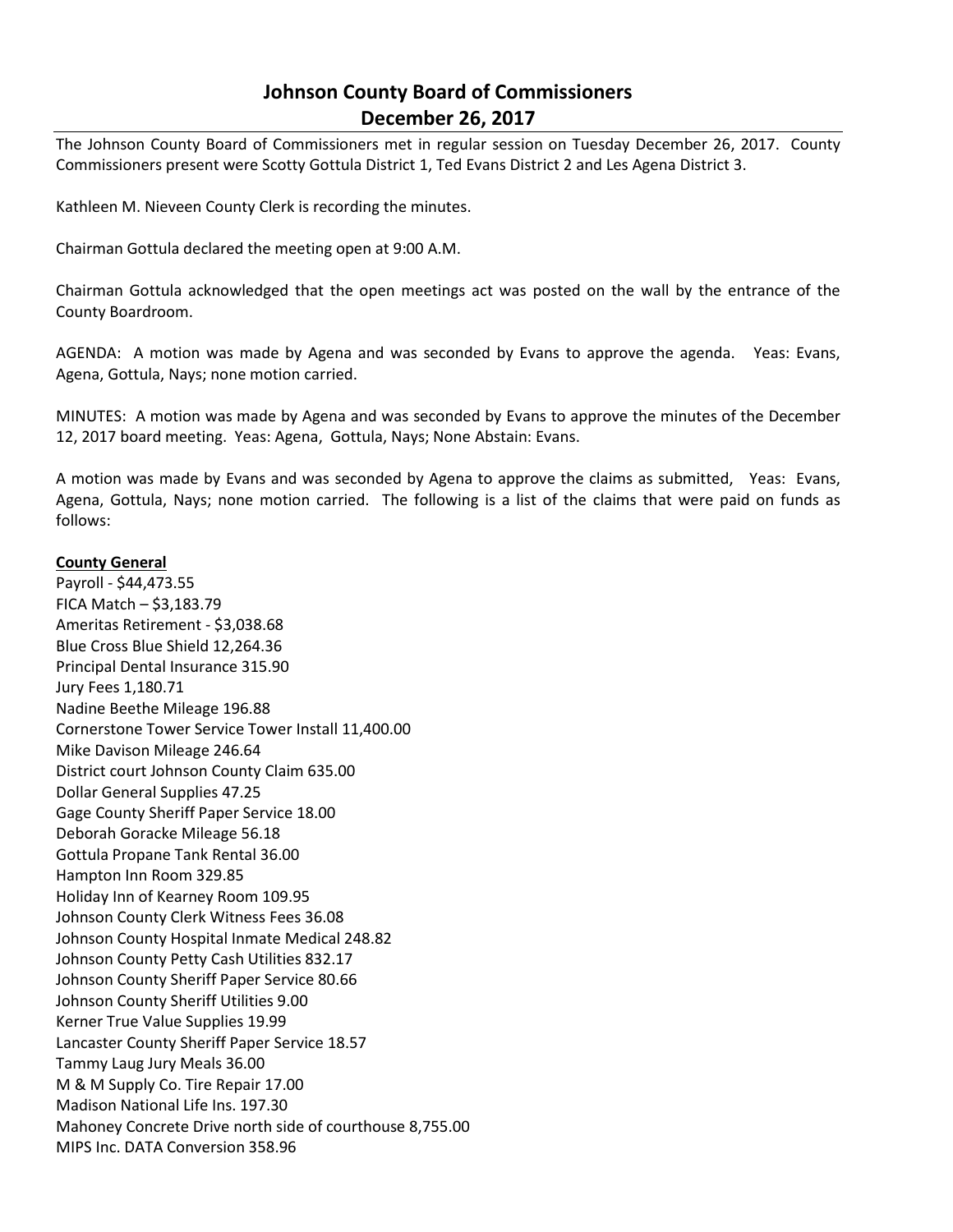# Johnson County Board of Commissioners
## December 26, 2017

The Johnson County Board of Commissioners met in regular session on Tuesday December 26, 2017. County Commissioners present were Scotty Gottula District 1, Ted Evans District 2 and Les Agena District 3.

Kathleen M. Nieveen County Clerk is recording the minutes.

Chairman Gottula declared the meeting open at 9:00 A.M.

Chairman Gottula acknowledged that the open meetings act was posted on the wall by the entrance of the County Boardroom.

AGENDA: A motion was made by Agena and was seconded by Evans to approve the agenda. Yeas: Evans, Agena, Gottula, Nays; none motion carried.

MINUTES: A motion was made by Agena and was seconded by Evans to approve the minutes of the December 12, 2017 board meeting. Yeas: Agena, Gottula, Nays; None Abstain: Evans.

A motion was made by Evans and was seconded by Agena to approve the claims as submitted, Yeas: Evans, Agena, Gottula, Nays; none motion carried. The following is a list of the claims that were paid on funds as follows:

**County General**

Payroll - $44,473.55
FICA Match – $3,183.79
Ameritas Retirement - $3,038.68
Blue Cross Blue Shield 12,264.36
Principal Dental Insurance 315.90
Jury Fees 1,180.71
Nadine Beethe Mileage 196.88
Cornerstone Tower Service Tower Install 11,400.00
Mike Davison Mileage 246.64
District court Johnson County Claim 635.00
Dollar General Supplies 47.25
Gage County Sheriff Paper Service 18.00
Deborah Goracke Mileage 56.18
Gottula Propane Tank Rental 36.00
Hampton Inn Room 329.85
Holiday Inn of Kearney Room 109.95
Johnson County Clerk Witness Fees 36.08
Johnson County Hospital Inmate Medical 248.82
Johnson County Petty Cash Utilities 832.17
Johnson County Sheriff Paper Service 80.66
Johnson County Sheriff Utilities 9.00
Kerner True Value Supplies 19.99
Lancaster County Sheriff Paper Service 18.57
Tammy Laug Jury Meals 36.00
M & M Supply Co. Tire Repair 17.00
Madison National Life Ins. 197.30
Mahoney Concrete Drive north side of courthouse 8,755.00
MIPS Inc. DATA Conversion 358.96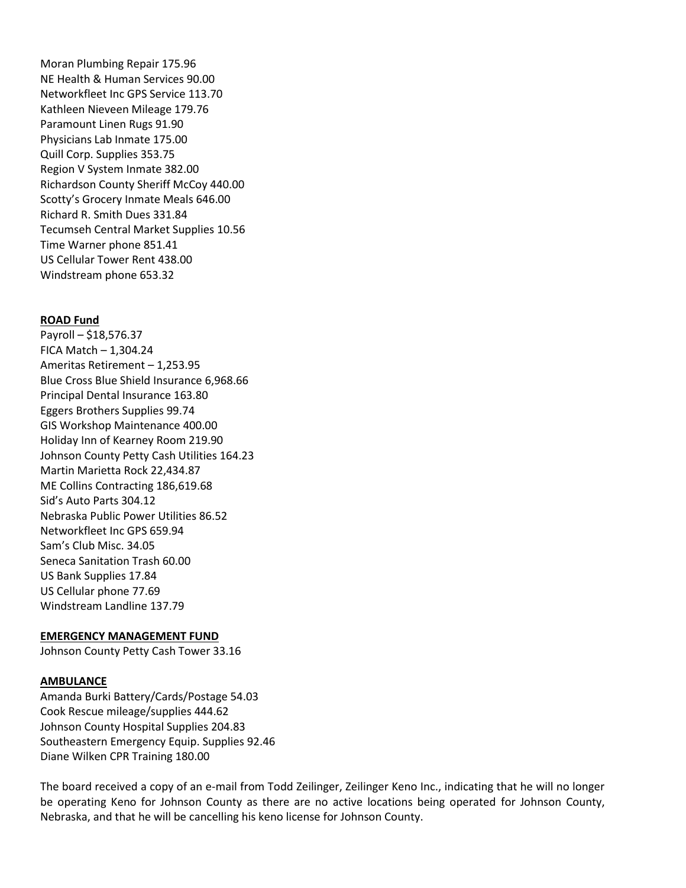Moran Plumbing Repair 175.96
NE Health & Human Services 90.00
Networkfleet Inc GPS Service 113.70
Kathleen Nieveen Mileage 179.76
Paramount Linen Rugs 91.90
Physicians Lab Inmate 175.00
Quill Corp. Supplies 353.75
Region V System Inmate 382.00
Richardson County Sheriff McCoy 440.00
Scotty's Grocery Inmate Meals 646.00
Richard R. Smith Dues 331.84
Tecumseh Central Market Supplies 10.56
Time Warner phone 851.41
US Cellular Tower Rent 438.00
Windstream phone 653.32

**ROAD Fund**
Payroll – $18,576.37
FICA Match – 1,304.24
Ameritas Retirement – 1,253.95
Blue Cross Blue Shield Insurance 6,968.66
Principal Dental Insurance 163.80
Eggers Brothers Supplies 99.74
GIS Workshop Maintenance 400.00
Holiday Inn of Kearney Room 219.90
Johnson County Petty Cash Utilities 164.23
Martin Marietta Rock 22,434.87
ME Collins Contracting 186,619.68
Sid's Auto Parts 304.12
Nebraska Public Power Utilities 86.52
Networkfleet Inc GPS 659.94
Sam's Club Misc. 34.05
Seneca Sanitation Trash 60.00
US Bank Supplies 17.84
US Cellular phone 77.69
Windstream Landline 137.79

**EMERGENCY MANAGEMENT FUND**
Johnson County Petty Cash Tower 33.16

**AMBULANCE**
Amanda Burki Battery/Cards/Postage 54.03
Cook Rescue mileage/supplies 444.62
Johnson County Hospital Supplies 204.83
Southeastern Emergency Equip. Supplies 92.46
Diane Wilken CPR Training 180.00

The board received a copy of an e-mail from Todd Zeilinger, Zeilinger Keno Inc., indicating that he will no longer be operating Keno for Johnson County as there are no active locations being operated for Johnson County, Nebraska, and that he will be cancelling his keno license for Johnson County.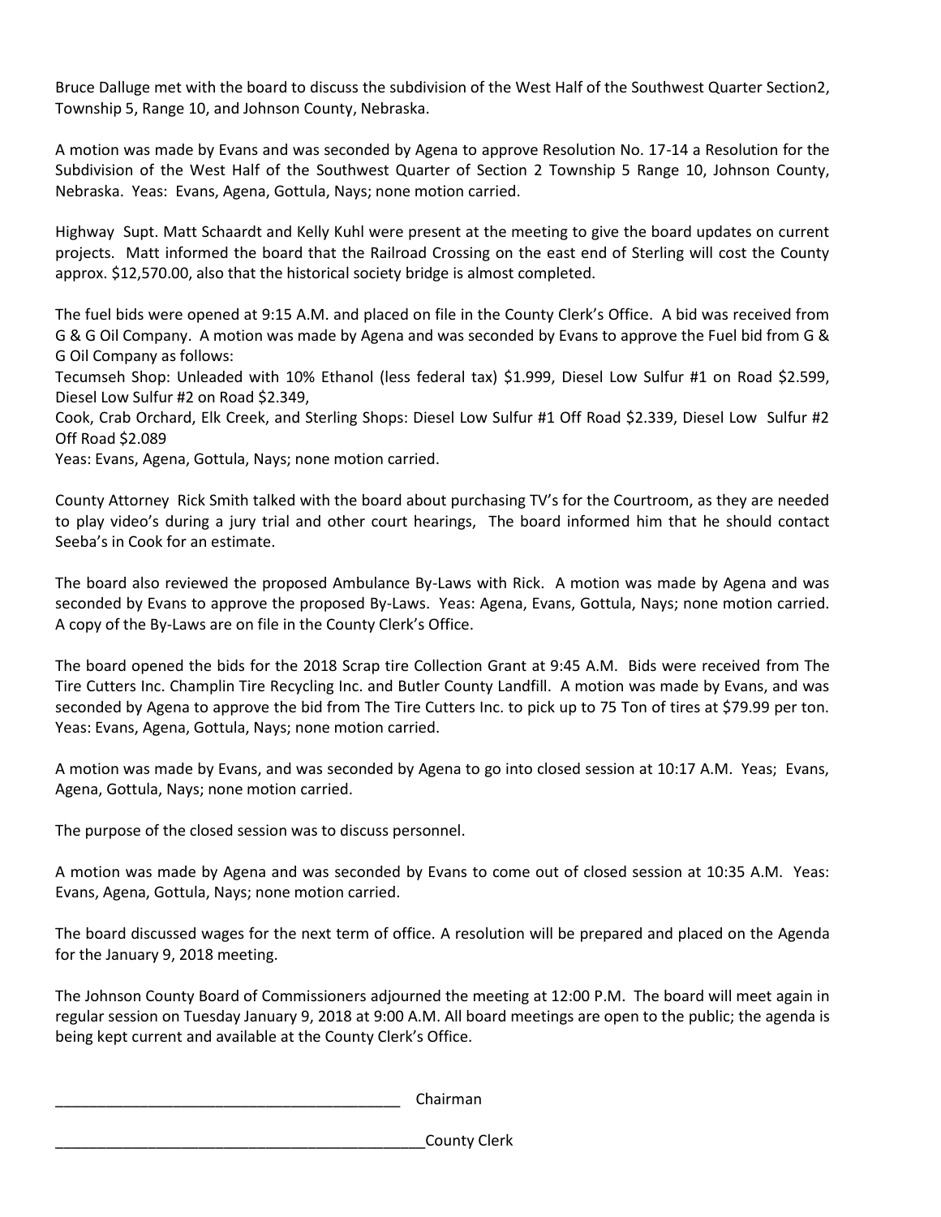Bruce Dalluge met with the board to discuss the subdivision of the West Half of the Southwest Quarter Section2, Township 5, Range 10, and Johnson County, Nebraska.

A motion was made by Evans and was seconded by Agena to approve Resolution No. 17-14 a Resolution for the Subdivision of the West Half of the Southwest Quarter of Section 2 Township 5 Range 10, Johnson County, Nebraska. Yeas: Evans, Agena, Gottula, Nays; none motion carried.

Highway Supt. Matt Schaardt and Kelly Kuhl were present at the meeting to give the board updates on current projects. Matt informed the board that the Railroad Crossing on the east end of Sterling will cost the County approx. $12,570.00, also that the historical society bridge is almost completed.

The fuel bids were opened at 9:15 A.M. and placed on file in the County Clerk's Office. A bid was received from G & G Oil Company. A motion was made by Agena and was seconded by Evans to approve the Fuel bid from G & G Oil Company as follows:

Tecumseh Shop: Unleaded with 10% Ethanol (less federal tax) $1.999, Diesel Low Sulfur #1 on Road $2.599, Diesel Low Sulfur #2 on Road $2.349,

Cook, Crab Orchard, Elk Creek, and Sterling Shops: Diesel Low Sulfur #1 Off Road $2.339, Diesel Low Sulfur #2 Off Road $2.089

Yeas: Evans, Agena, Gottula, Nays; none motion carried.

County Attorney Rick Smith talked with the board about purchasing TV's for the Courtroom, as they are needed to play video's during a jury trial and other court hearings, The board informed him that he should contact Seeba's in Cook for an estimate.

The board also reviewed the proposed Ambulance By-Laws with Rick. A motion was made by Agena and was seconded by Evans to approve the proposed By-Laws. Yeas: Agena, Evans, Gottula, Nays; none motion carried. A copy of the By-Laws are on file in the County Clerk's Office.

The board opened the bids for the 2018 Scrap tire Collection Grant at 9:45 A.M. Bids were received from The Tire Cutters Inc. Champlin Tire Recycling Inc. and Butler County Landfill. A motion was made by Evans, and was seconded by Agena to approve the bid from The Tire Cutters Inc. to pick up to 75 Ton of tires at $79.99 per ton. Yeas: Evans, Agena, Gottula, Nays; none motion carried.

A motion was made by Evans, and was seconded by Agena to go into closed session at 10:17 A.M. Yeas; Evans, Agena, Gottula, Nays; none motion carried.

The purpose of the closed session was to discuss personnel.

A motion was made by Agena and was seconded by Evans to come out of closed session at 10:35 A.M. Yeas: Evans, Agena, Gottula, Nays; none motion carried.

The board discussed wages for the next term of office. A resolution will be prepared and placed on the Agenda for the January 9, 2018 meeting.

The Johnson County Board of Commissioners adjourned the meeting at 12:00 P.M. The board will meet again in regular session on Tuesday January 9, 2018 at 9:00 A.M. All board meetings are open to the public; the agenda is being kept current and available at the County Clerk's Office.

\_\_\_\_\_\_\_\_\_\_\_\_\_\_\_\_\_\_\_\_\_\_\_\_\_\_\_\_\_\_\_\_\_\_\_\_\_\_\_\_\_\_ Chairman

\_\_\_\_\_\_\_\_\_\_\_\_\_\_\_\_\_\_\_\_\_\_\_\_\_\_\_\_\_\_\_\_\_\_\_\_\_\_\_\_\_\_\_\_\_County Clerk